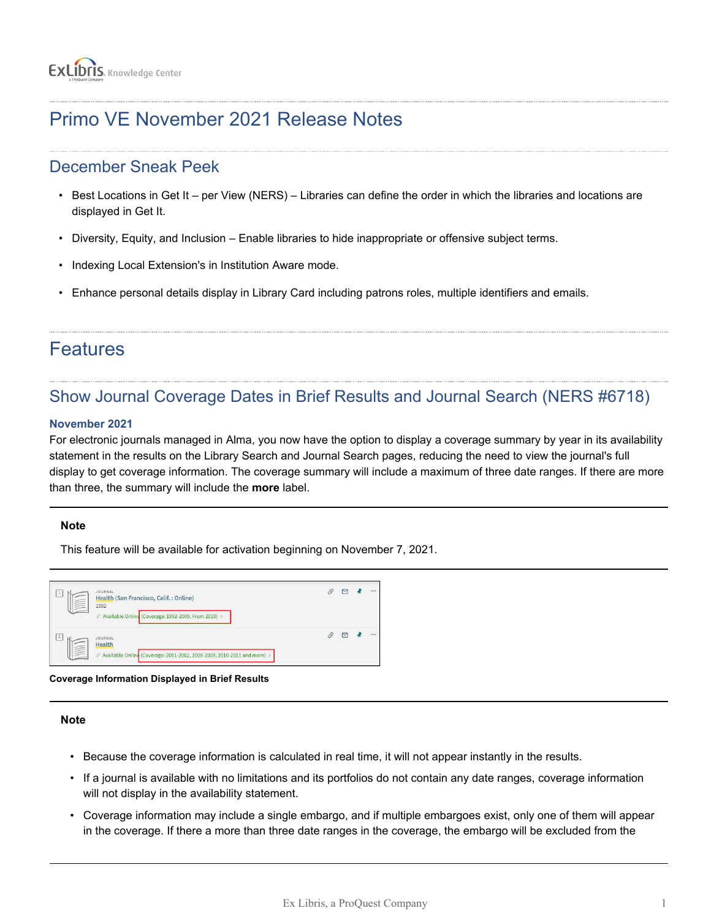# Primo VE November 2021 Release Notes

## December Sneak Peek

- Best Locations in Get It – per View (NERS) – Libraries can define the order in which the libraries and locations are displayed in Get It.
- Diversity, Equity, and Inclusion – Enable libraries to hide inappropriate or offensive subject terms.
- Indexing Local Extension's in Institution Aware mode.
- Enhance personal details display in Library Card including patrons roles, multiple identifiers and emails.

## Features

## Show Journal Coverage Dates in Brief Results and Journal Search (NERS #6718)

### November 2021

For electronic journals managed in Alma, you now have the option to display a coverage summary by year in its availability statement in the results on the Library Search and Journal Search pages, reducing the need to view the journal's full display to get coverage information. The coverage summary will include a maximum of three date ranges. If there are more than three, the summary will include the **more** label.

---

**Note**

This feature will be available for activation beginning on November 7, 2021.

---

**Coverage Information Displayed in Brief Results**

---

**Note**

- Because the coverage information is calculated in real time, it will not appear instantly in the results.
- If a journal is available with no limitations and its portfolios do not contain any date ranges, coverage information will not display in the availability statement.
- Coverage information may include a single embargo, and if multiple embargoes exist, only one of them will appear in the coverage. If there a more than three date ranges in the coverage, the embargo will be excluded from the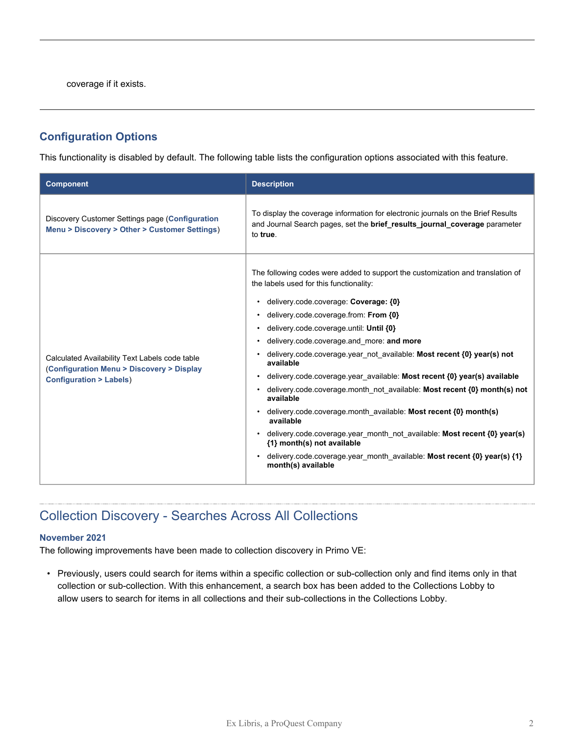coverage if it exists.

## Configuration Options

This functionality is disabled by default. The following table lists the configuration options associated with this feature.

| Component | Description |
|---|---|
| Discovery Customer Settings page (**Configuration Menu > Discovery > Other > Customer Settings**) | To display the coverage information for electronic journals on the Brief Results and Journal Search pages, set the **brief_results_journal_coverage** parameter to **true**. |
| Calculated Availability Text Labels code table (**Configuration Menu > Discovery > Display Configuration > Labels**) | The following codes were added to support the customization and translation of the labels used for this functionality:<br>• delivery.code.coverage: **Coverage: {0}**<br>• delivery.code.coverage.from: **From {0}**<br>• delivery.code.coverage.until: **Until {0}**<br>• delivery.code.coverage.and_more: **and more**<br>• delivery.code.coverage.year_not_available: **Most recent {0} year(s) not available**<br>• delivery.code.coverage.year_available: **Most recent {0} year(s) available**<br>• delivery.code.coverage.month_not_available: **Most recent {0} month(s) not available**<br>• delivery.code.coverage.month_available: **Most recent {0} month(s) available**<br>• delivery.code.coverage.year_month_not_available: **Most recent {0} year(s) {1} month(s) not available**<br>• delivery.code.coverage.year_month_available: **Most recent {0} year(s) {1} month(s) available** |

# Collection Discovery - Searches Across All Collections

### November 2021

The following improvements have been made to collection discovery in Primo VE:

- Previously, users could search for items within a specific collection or sub-collection only and find items only in that collection or sub-collection. With this enhancement, a search box has been added to the Collections Lobby to allow users to search for items in all collections and their sub-collections in the Collections Lobby.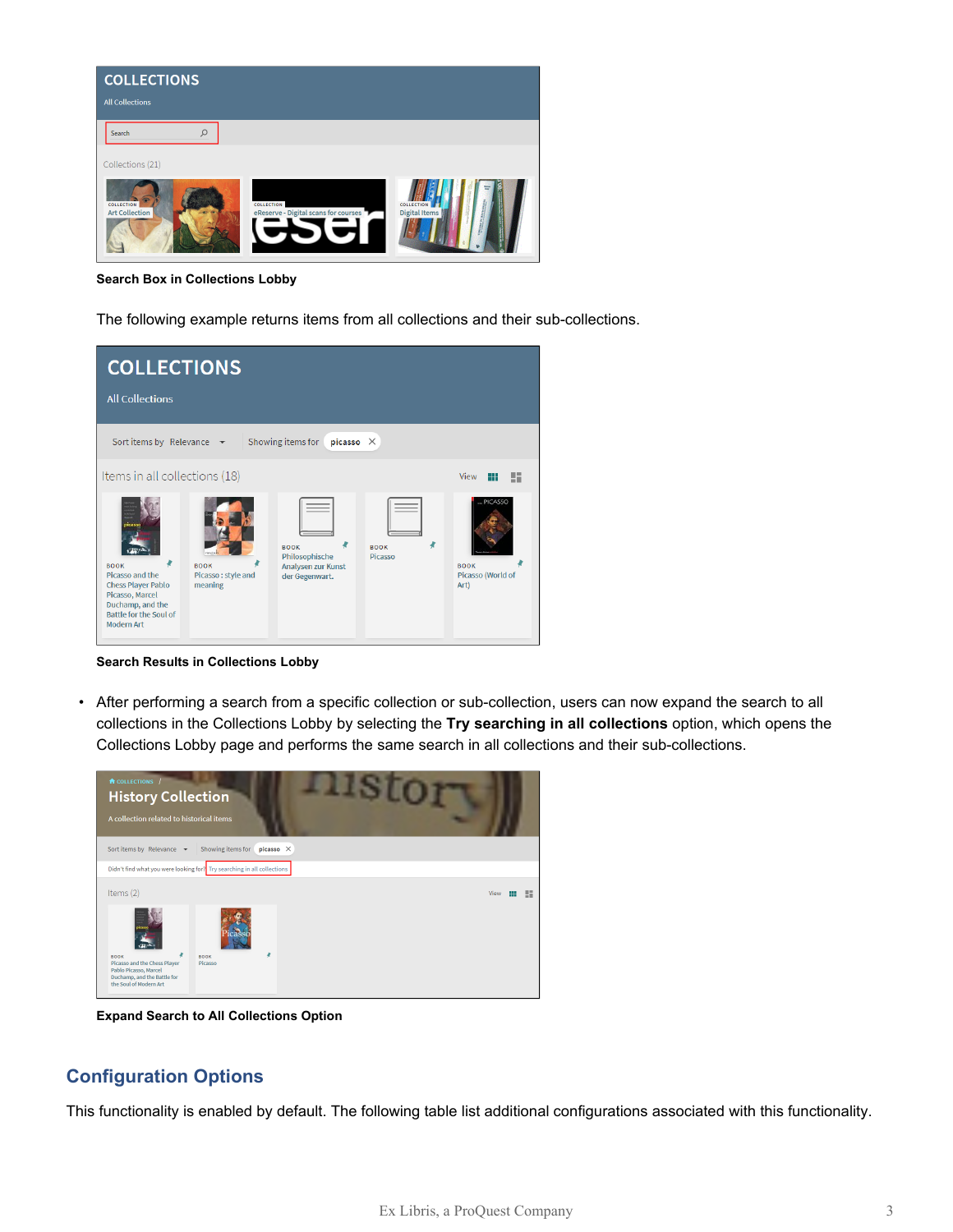**Search Box in Collections Lobby**

The following example returns items from all collections and their sub-collections.

**Search Results in Collections Lobby**

- After performing a search from a specific collection or sub-collection, users can now expand the search to all collections in the Collections Lobby by selecting the **Try searching in all collections** option, which opens the Collections Lobby page and performs the same search in all collections and their sub-collections.

**Expand Search to All Collections Option**

## Configuration Options

This functionality is enabled by default. The following table list additional configurations associated with this functionality.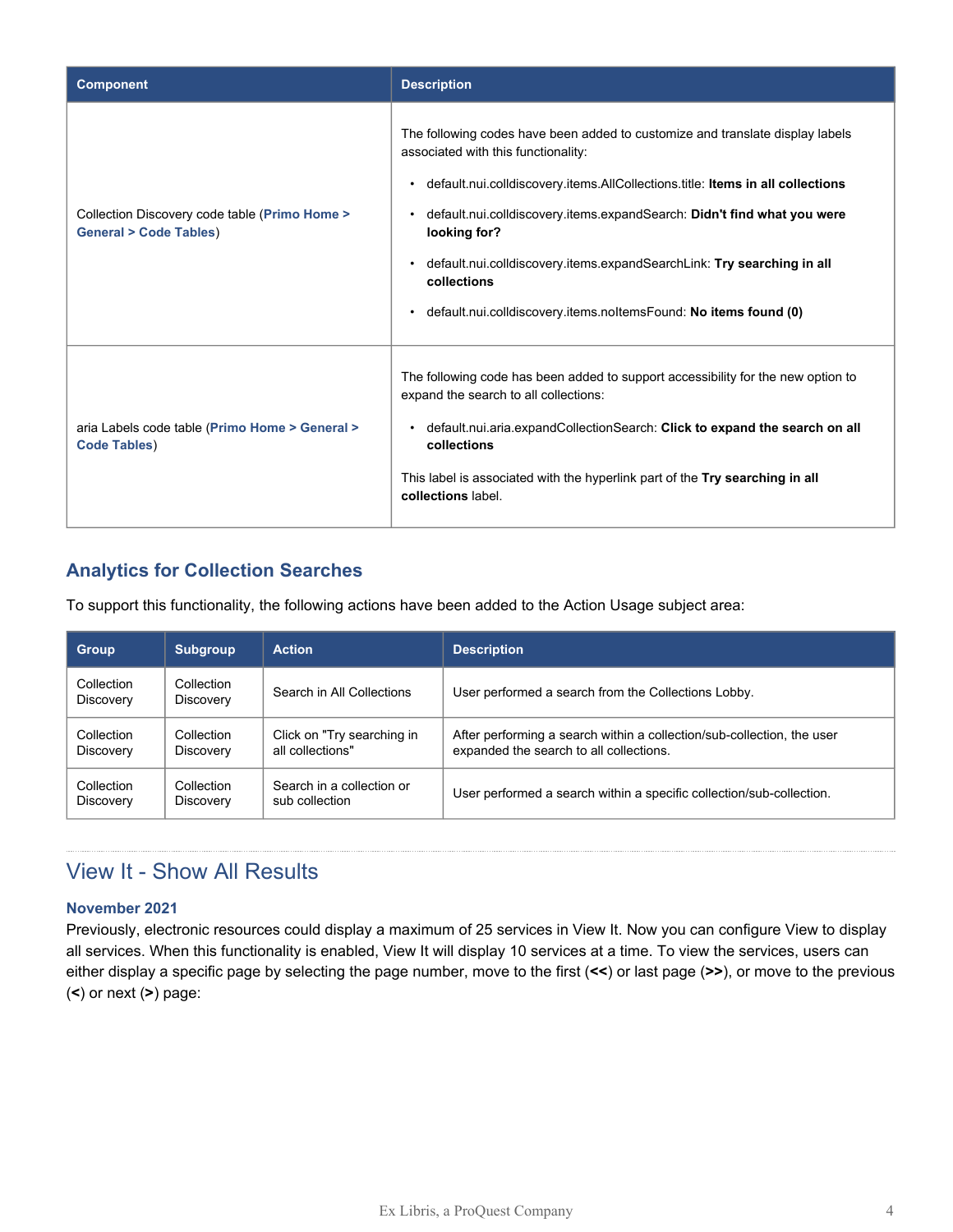| Component | Description |
| --- | --- |
| Collection Discovery code table (**Primo Home > General > Code Tables**) | The following codes have been added to customize and translate display labels associated with this functionality:<br>• default.nui.colldiscovery.items.AllCollections.title: **Items in all collections**<br>• default.nui.colldiscovery.items.expandSearch: **Didn't find what you were looking for?**<br>• default.nui.colldiscovery.items.expandSearchLink: **Try searching in all collections**<br>• default.nui.colldiscovery.items.noItemsFound: **No items found (0)** |
| aria Labels code table (**Primo Home > General > Code Tables**) | The following code has been added to support accessibility for the new option to expand the search to all collections:<br>• default.nui.aria.expandCollectionSearch: **Click to expand the search on all collections**<br>This label is associated with the hyperlink part of the **Try searching in all collections** label. |

## Analytics for Collection Searches

To support this functionality, the following actions have been added to the Action Usage subject area:

| Group | Subgroup | Action | Description |
| --- | --- | --- | --- |
| Collection Discovery | Collection Discovery | Search in All Collections | User performed a search from the Collections Lobby. |
| Collection Discovery | Collection Discovery | Click on "Try searching in all collections" | After performing a search within a collection/sub-collection, the user expanded the search to all collections. |
| Collection Discovery | Collection Discovery | Search in a collection or sub collection | User performed a search within a specific collection/sub-collection. |

# View It - Show All Results

### November 2021

Previously, electronic resources could display a maximum of 25 services in View It. Now you can configure View to display all services. When this functionality is enabled, View It will display 10 services at a time. To view the services, users can either display a specific page by selecting the page number, move to the first (**<<**) or last page (**>>**), or move to the previous (**<**) or next (**>**) page: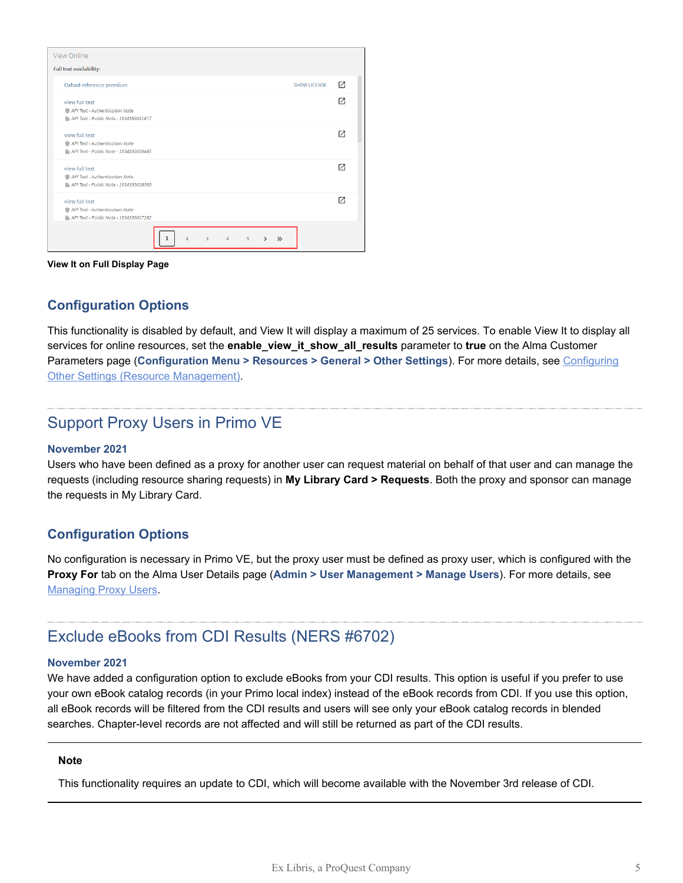**View It on Full Display Page**

### Configuration Options

This functionality is disabled by default, and View It will display a maximum of 25 services. To enable View It to display all services for online resources, set the **enable_view_it_show_all_results** parameter to **true** on the Alma Customer Parameters page (**Configuration Menu > Resources > General > Other Settings**). For more details, see [Configuring Other Settings (Resource Management)](Configuring Other Settings (Resource Management)).

## Support Proxy Users in Primo VE

**November 2021**

Users who have been defined as a proxy for another user can request material on behalf of that user and can manage the requests (including resource sharing requests) in **My Library Card > Requests**. Both the proxy and sponsor can manage the requests in My Library Card.

### Configuration Options

No configuration is necessary in Primo VE, but the proxy user must be defined as proxy user, which is configured with the **Proxy For** tab on the Alma User Details page (**Admin > User Management > Manage Users**). For more details, see [Managing Proxy Users](Managing Proxy Users).

## Exclude eBooks from CDI Results (NERS #6702)

**November 2021**

We have added a configuration option to exclude eBooks from your CDI results. This option is useful if you prefer to use your own eBook catalog records (in your Primo local index) instead of the eBook records from CDI. If you use this option, all eBook records will be filtered from the CDI results and users will see only your eBook catalog records in blended searches. Chapter-level records are not affected and will still be returned as part of the CDI results.

**Note**

This functionality requires an update to CDI, which will become available with the November 3rd release of CDI.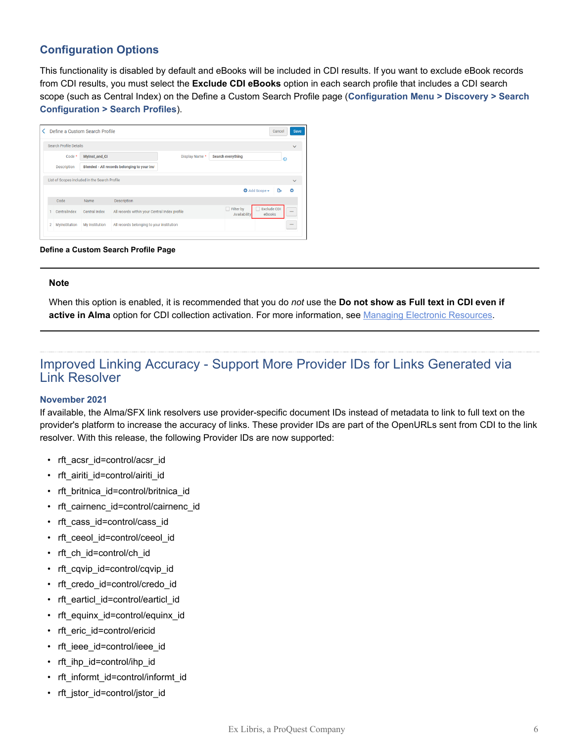### Configuration Options

This functionality is disabled by default and eBooks will be included in CDI results. If you want to exclude eBook records from CDI results, you must select the **Exclude CDI eBooks** option in each search profile that includes a CDI search scope (such as Central Index) on the Define a Custom Search Profile page (**Configuration Menu > Discovery > Search Configuration > Search Profiles**).

**Define a Custom Search Profile Page**

---

**Note**

When this option is enabled, it is recommended that you do *not* use the **Do not show as Full text in CDI even if active in Alma** option for CDI collection activation. For more information, see Managing Electronic Resources.

---

## Improved Linking Accuracy - Support More Provider IDs for Links Generated via Link Resolver

**November 2021**

If available, the Alma/SFX link resolvers use provider-specific document IDs instead of metadata to link to full text on the provider's platform to increase the accuracy of links. These provider IDs are part of the OpenURLs sent from CDI to the link resolver. With this release, the following Provider IDs are now supported:

- rft_acsr_id=control/acsr_id
- rft_airiti_id=control/airiti_id
- rft_britnica_id=control/britnica_id
- rft_cairnenc_id=control/cairnenc_id
- rft_cass_id=control/cass_id
- rft_ceeol_id=control/ceeol_id
- rft_ch_id=control/ch_id
- rft_cqvip_id=control/cqvip_id
- rft_credo_id=control/credo_id
- rft_earticl_id=control/earticl_id
- rft_equinx_id=control/equinx_id
- rft_eric_id=control/ericid
- rft_ieee_id=control/ieee_id
- rft_ihp_id=control/ihp_id
- rft_informt_id=control/informt_id
- rft_jstor_id=control/jstor_id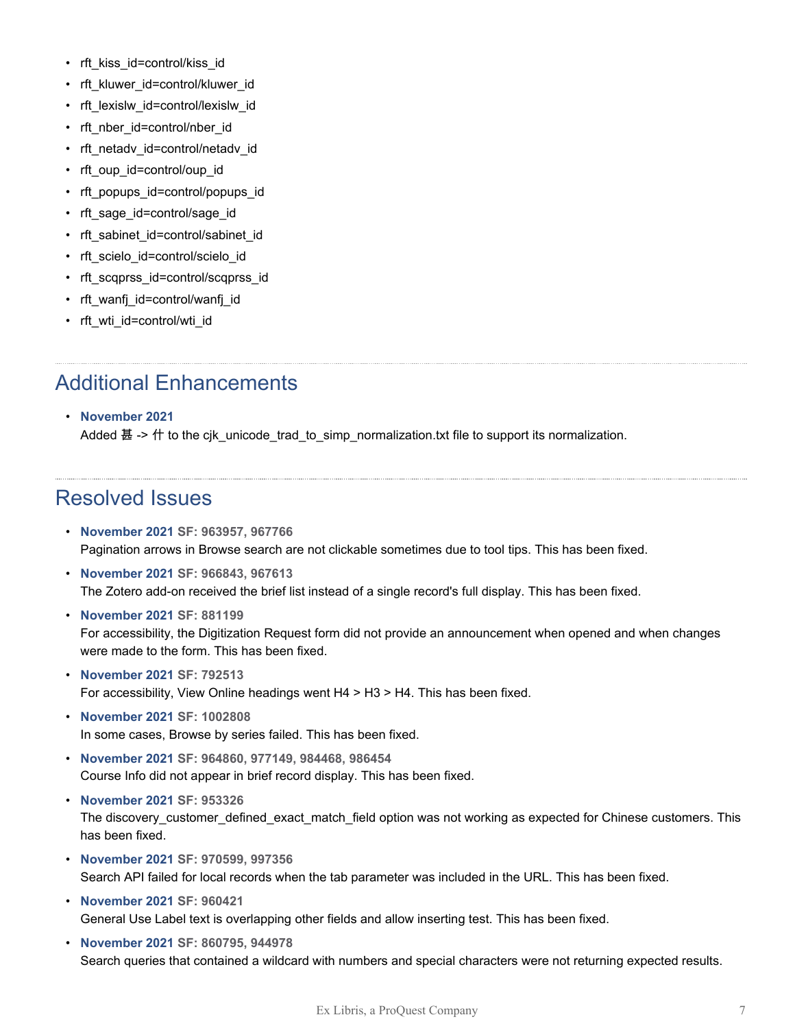- rft_kiss_id=control/kiss_id
- rft_kluwer_id=control/kluwer_id
- rft_lexislw_id=control/lexislw_id
- rft_nber_id=control/nber_id
- rft_netadv_id=control/netadv_id
- rft_oup_id=control/oup_id
- rft_popups_id=control/popups_id
- rft_sage_id=control/sage_id
- rft_sabinet_id=control/sabinet_id
- rft_scielo_id=control/scielo_id
- rft_scqprss_id=control/scqprss_id
- rft_wanfj_id=control/wanfj_id
- rft_wti_id=control/wti_id

## Additional Enhancements

- **November 2021**
  Added 甚 -> 什 to the cjk_unicode_trad_to_simp_normalization.txt file to support its normalization.

## Resolved Issues

- **November 2021** **SF: 963957, 967766**
  Pagination arrows in Browse search are not clickable sometimes due to tool tips. This has been fixed.
- **November 2021** **SF: 966843, 967613**
  The Zotero add-on received the brief list instead of a single record's full display. This has been fixed.
- **November 2021** **SF: 881199**
  For accessibility, the Digitization Request form did not provide an announcement when opened and when changes were made to the form. This has been fixed.
- **November 2021** **SF: 792513**
  For accessibility, View Online headings went H4 > H3 > H4. This has been fixed.
- **November 2021** **SF: 1002808**
  In some cases, Browse by series failed. This has been fixed.
- **November 2021** **SF: 964860, 977149, 984468, 986454**
  Course Info did not appear in brief record display. This has been fixed.
- **November 2021** **SF: 953326**
  The discovery_customer_defined_exact_match_field option was not working as expected for Chinese customers. This has been fixed.
- **November 2021** **SF: 970599, 997356**
  Search API failed for local records when the tab parameter was included in the URL. This has been fixed.
- **November 2021** **SF: 960421**
  General Use Label text is overlapping other fields and allow inserting test. This has been fixed.
- **November 2021** **SF: 860795, 944978**
  Search queries that contained a wildcard with numbers and special characters were not returning expected results.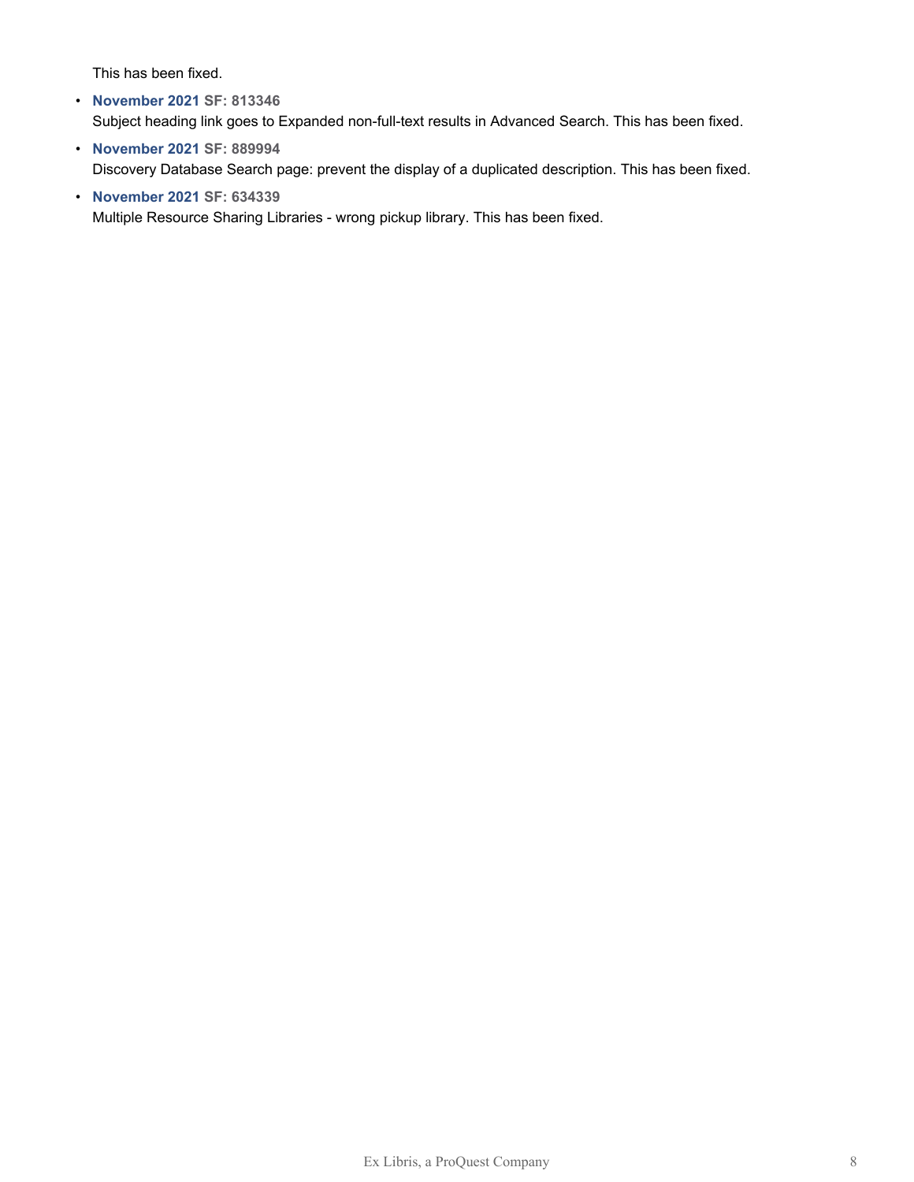This has been fixed.

- **November 2021 SF: 813346**
  Subject heading link goes to Expanded non-full-text results in Advanced Search. This has been fixed.
- **November 2021 SF: 889994**
  Discovery Database Search page: prevent the display of a duplicated description. This has been fixed.
- **November 2021 SF: 634339**
  Multiple Resource Sharing Libraries - wrong pickup library. This has been fixed.